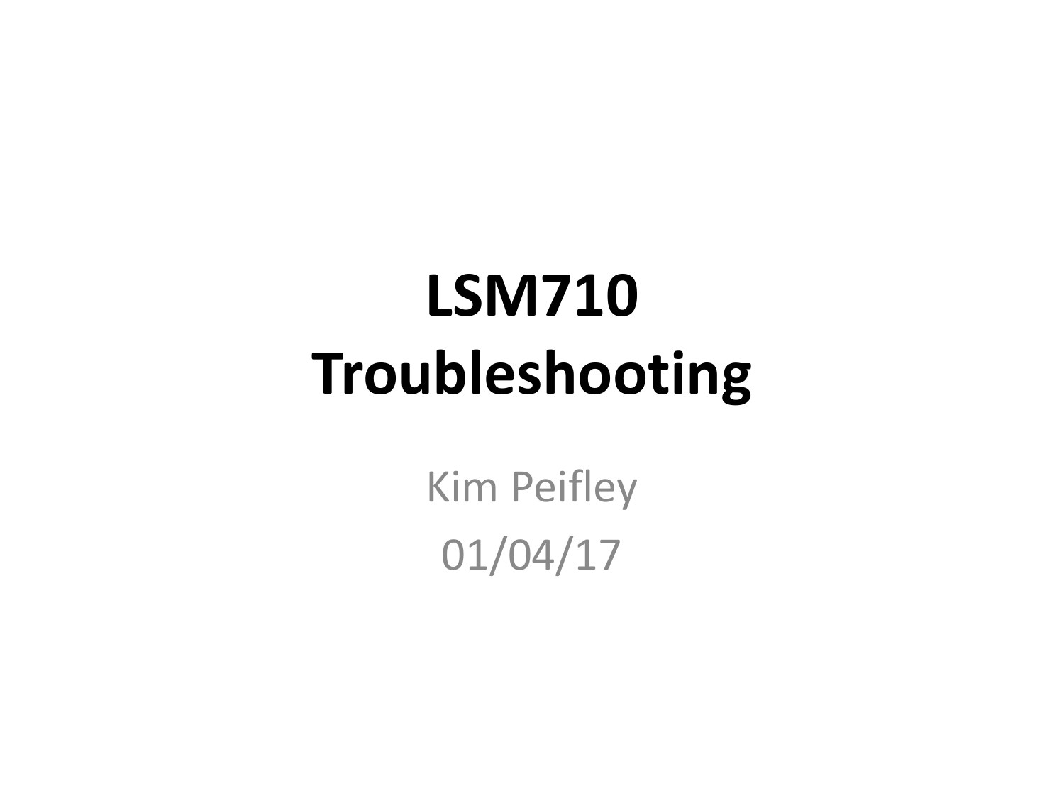# LSM710 Troubleshooting

Kim Peifley

01/04/17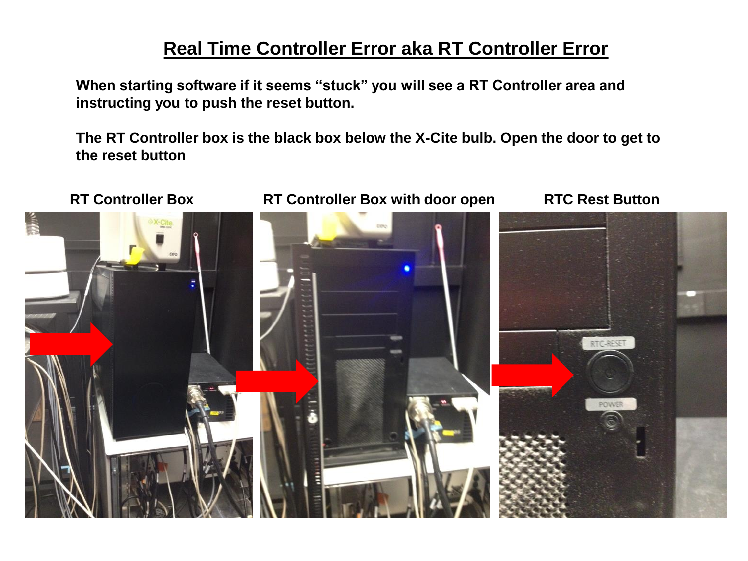# Real Time Controller Error aka RT Controller Error

**When starting software if it seems "stuck" you will see a RT Controller area and instructing you to push the reset button.**

**The RT Controller box is the black box below the X-Cite bulb. Open the door to get to the reset button**

**RT Controller Box**

**RT Controller Box with door open**

**RTC Rest Button**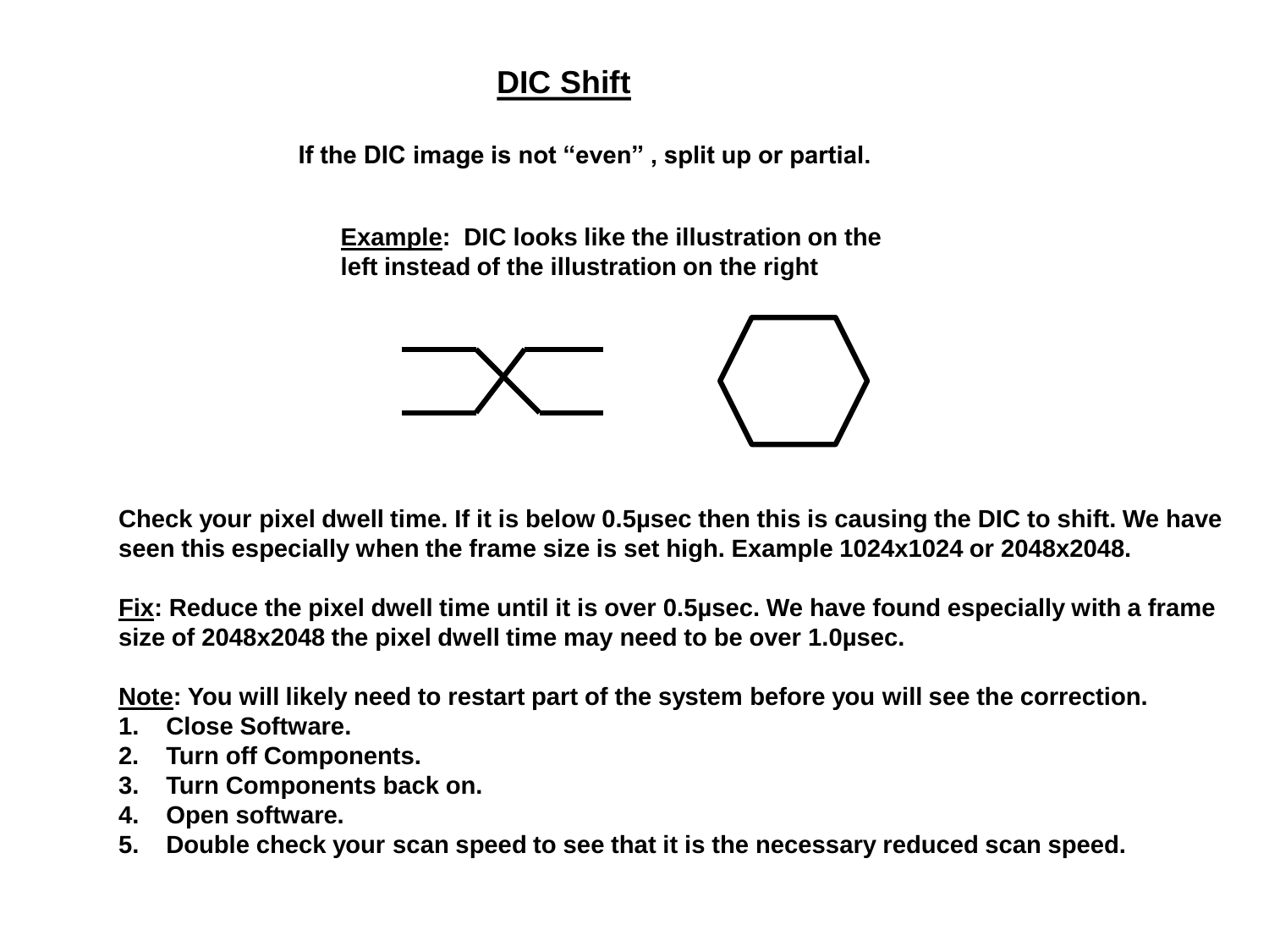# DIC Shift

**If the DIC image is not "even" , split up or partial.**

**Example: DIC looks like the illustration on the left instead of the illustration on the right**

**Check your pixel dwell time. If it is below 0.5µsec then this is causing the DIC to shift. We have seen this especially when the frame size is set high. Example 1024x1024 or 2048x2048.**

**Fix: Reduce the pixel dwell time until it is over 0.5µsec. We have found especially with a frame size of 2048x2048 the pixel dwell time may need to be over 1.0µsec.**

**Note: You will likely need to restart part of the system before you will see the correction.**

1. **Close Software.**
2. **Turn off Components.**
3. **Turn Components back on.**
4. **Open software.**
5. **Double check your scan speed to see that it is the necessary reduced scan speed.**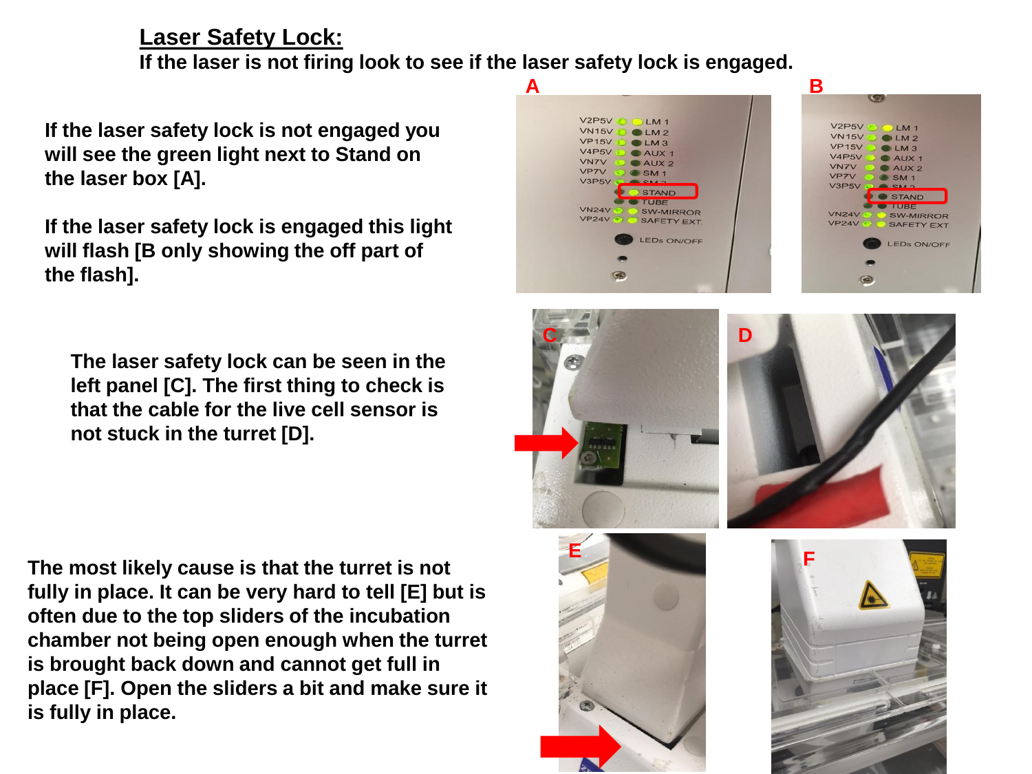## Laser Safety Lock:

**If the laser is not firing look to see if the laser safety lock is engaged.**

**If the laser safety lock is not engaged you will see the green light next to Stand on the laser box [A].**

**If the laser safety lock is engaged this light will flash [B only showing the off part of the flash].**

**The laser safety lock can be seen in the left panel [C]. The first thing to check is that the cable for the live cell sensor is not stuck in the turret [D].**

**The most likely cause is that the turret is not fully in place. It can be very hard to tell [E] but is often due to the top sliders of the incubation chamber not being open enough when the turret is brought back down and cannot get full in place [F]. Open the sliders a bit and make sure it is fully in place.**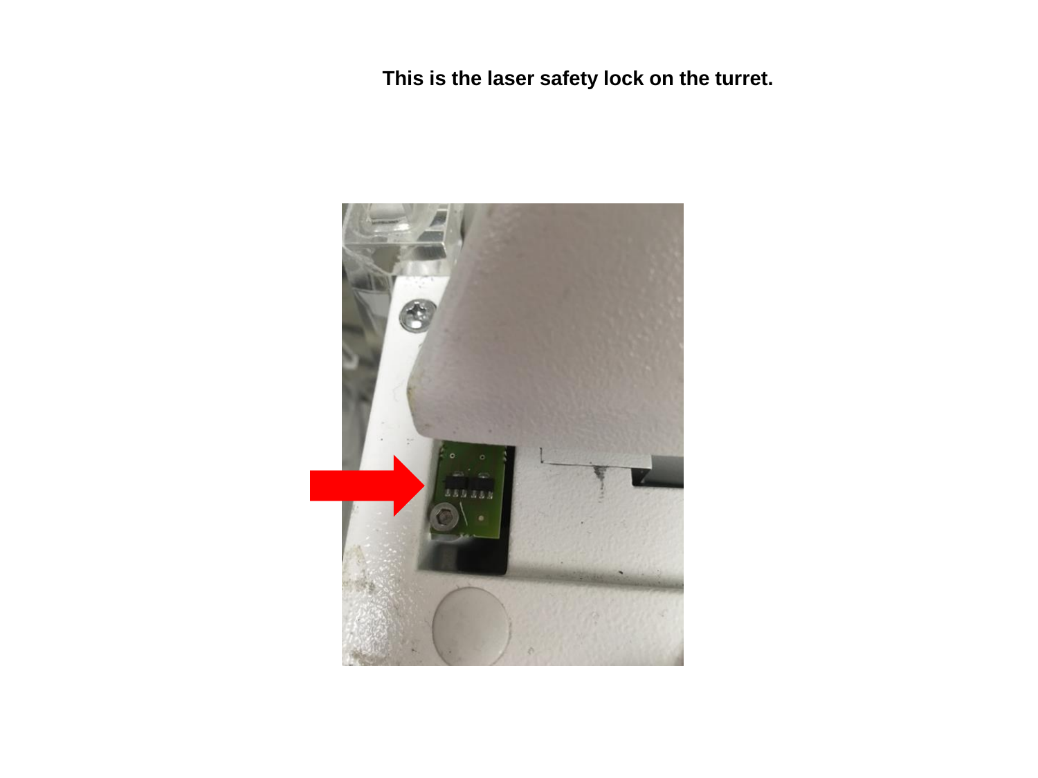**This is the laser safety lock on the turret.**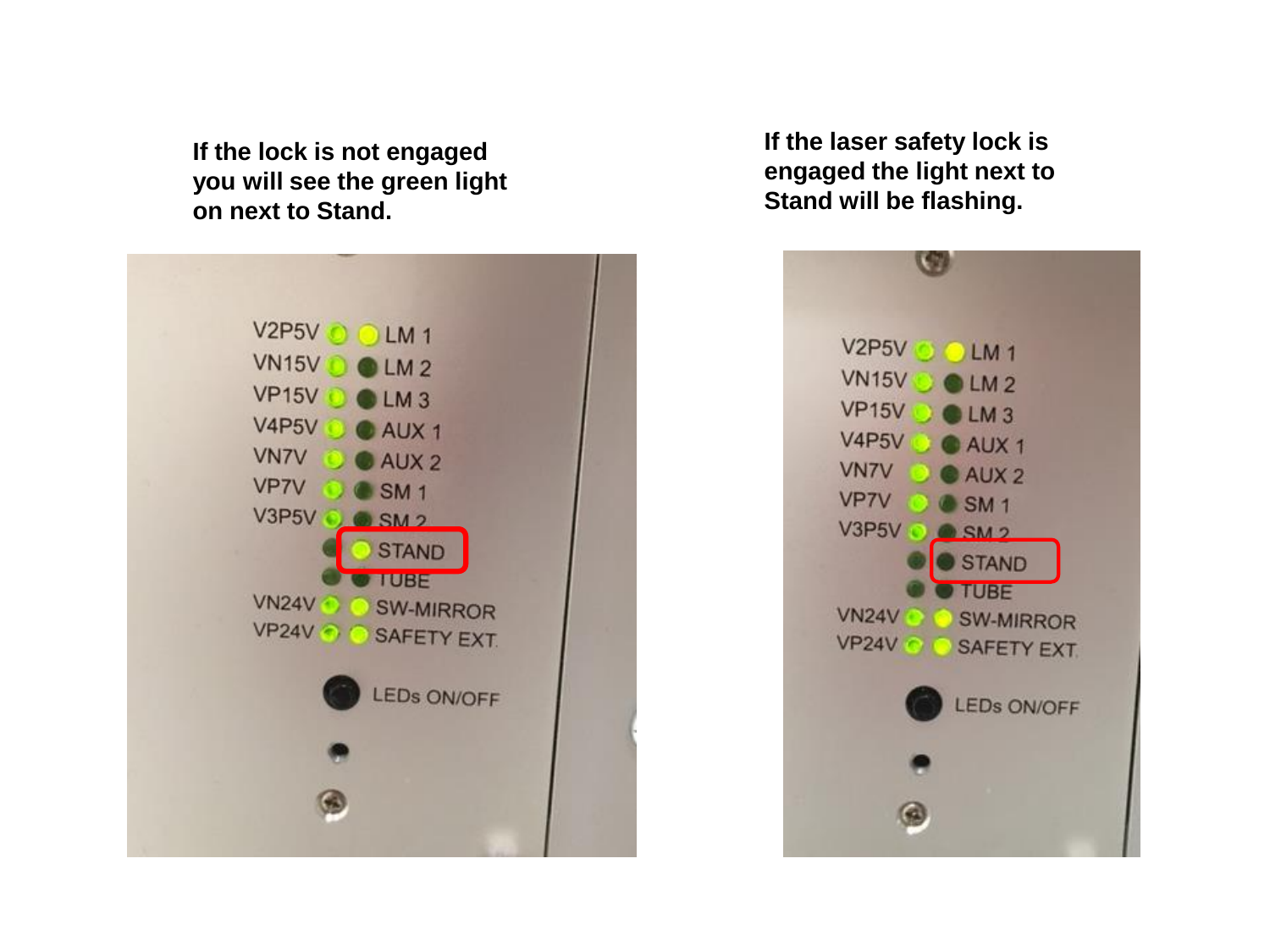If the lock is not engaged you will see the green light on next to Stand.

If the laser safety lock is engaged the light next to Stand will be flashing.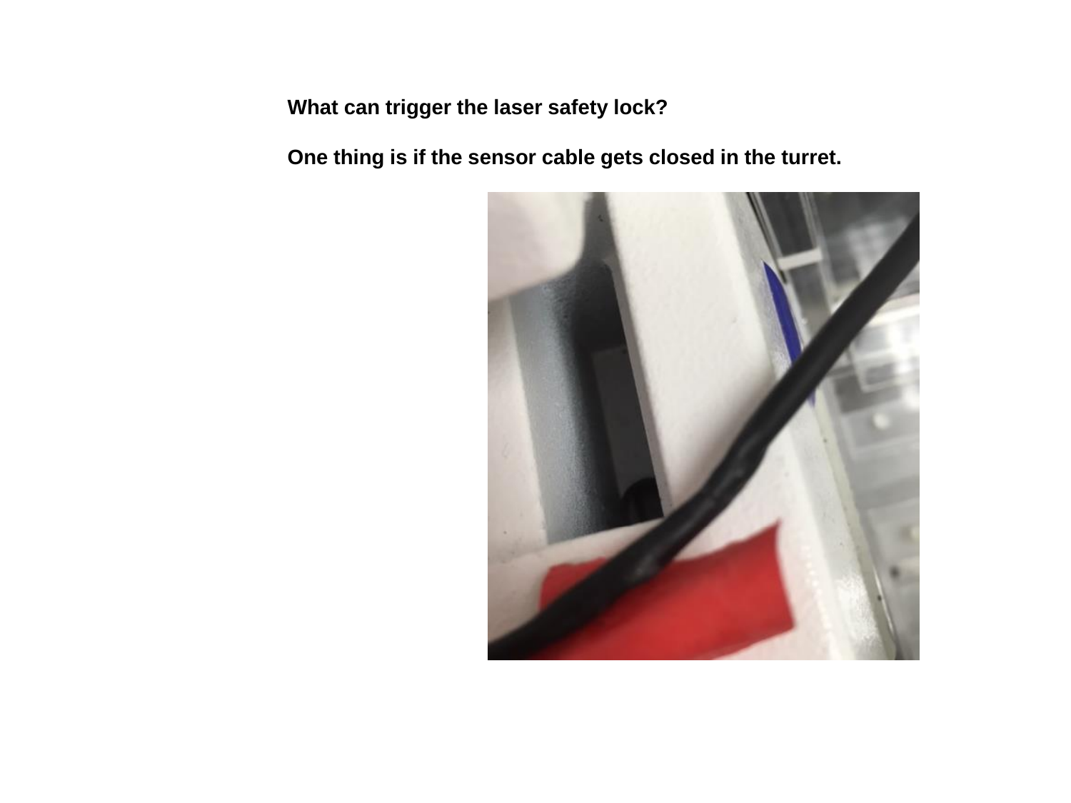**What can trigger the laser safety lock?**

**One thing is if the sensor cable gets closed in the turret.**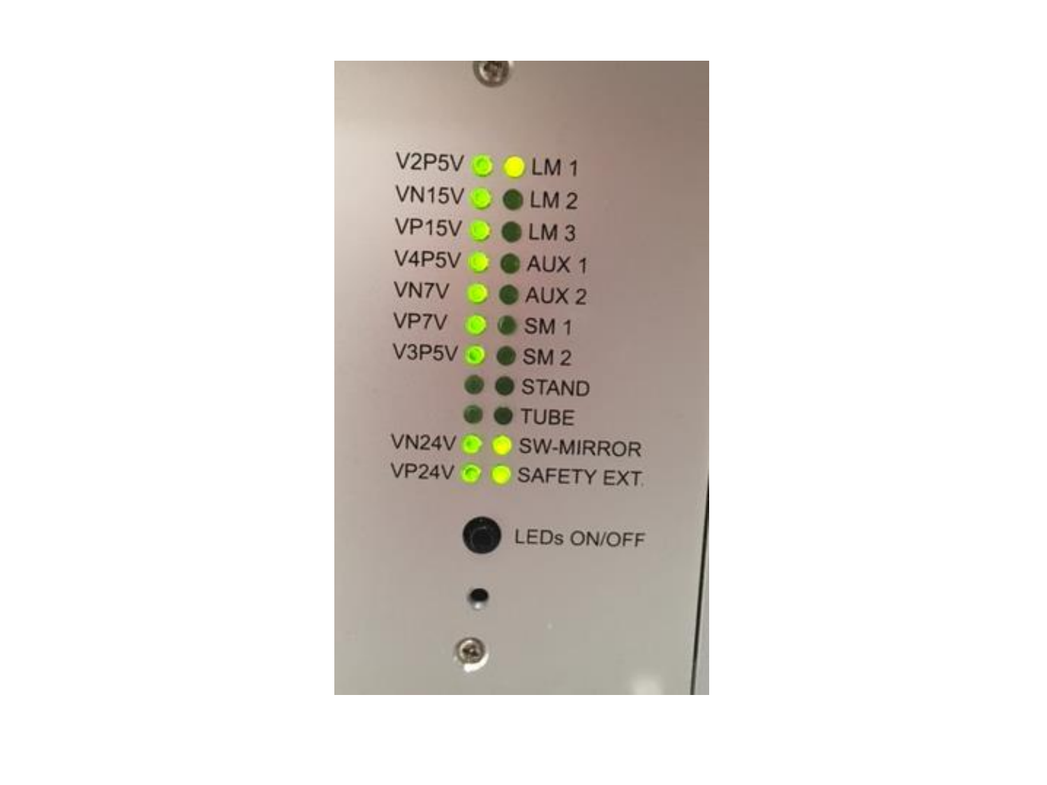V2P5V LM 1

VN15V LM 2

VP15V LM 3

V4P5V AUX 1

VN7V AUX 2

VP7V SM 1

V3P5V SM 2

STAND

TUBE

VN24V SW-MIRROR

VP24V SAFETY EXT.

LEDs ON/OFF